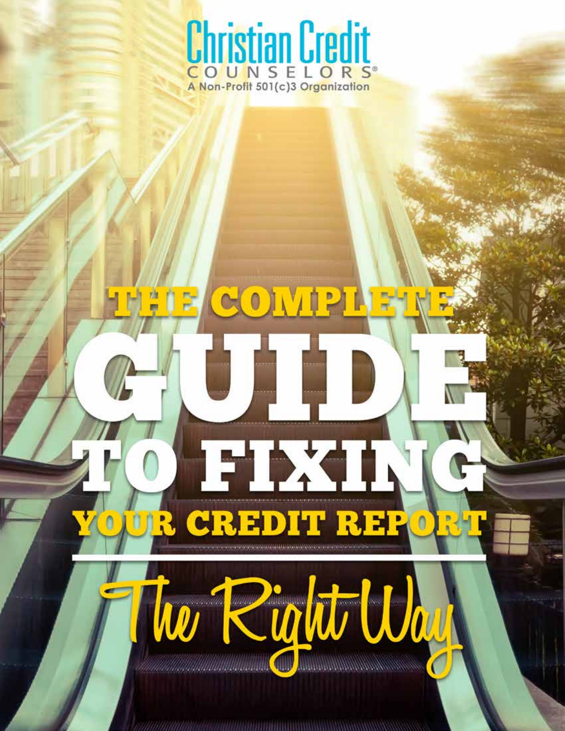Christian Credit Counselors®

A Non-Profit 501(c)3 Organization

# THE COMPLETE GUIDE TO FIXING YOUR CREDIT REPORT

## The Right Way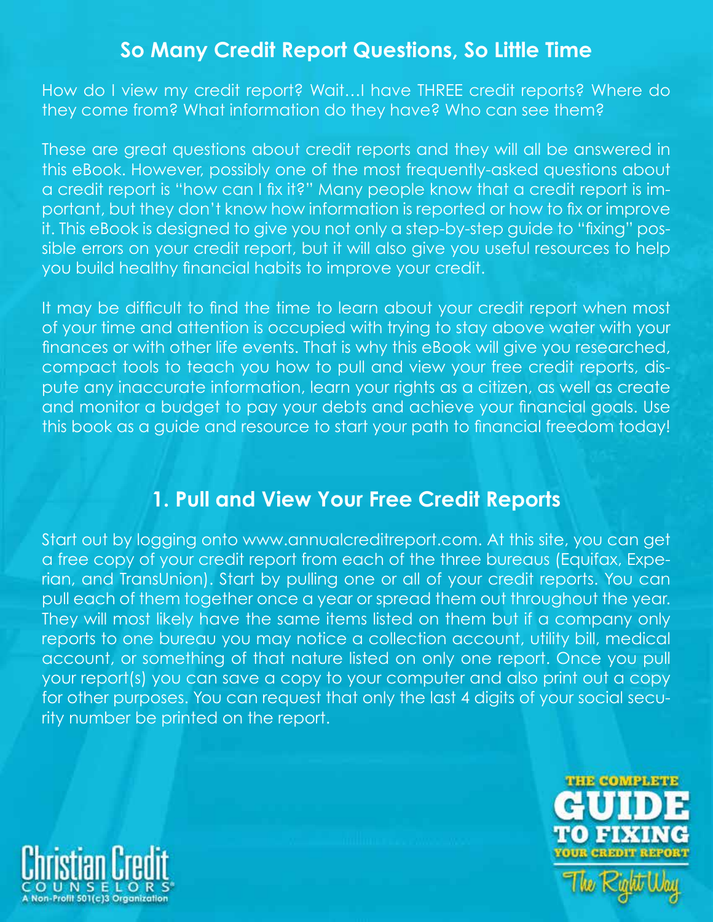## So Many Credit Report Questions, So Little Time

How do I view my credit report? Wait…I have THREE credit reports? Where do they come from? What information do they have? Who can see them?

These are great questions about credit reports and they will all be answered in this eBook. However, possibly one of the most frequently-asked questions about a credit report is "how can I fix it?" Many people know that a credit report is important, but they don't know how information is reported or how to fix or improve it. This eBook is designed to give you not only a step-by-step guide to "fixing" possible errors on your credit report, but it will also give you useful resources to help you build healthy financial habits to improve your credit.

It may be difficult to find the time to learn about your credit report when most of your time and attention is occupied with trying to stay above water with your finances or with other life events. That is why this eBook will give you researched, compact tools to teach you how to pull and view your free credit reports, dispute any inaccurate information, learn your rights as a citizen, as well as create and monitor a budget to pay your debts and achieve your financial goals. Use this book as a guide and resource to start your path to financial freedom today!

## 1. Pull and View Your Free Credit Reports

Start out by logging onto www.annualcreditreport.com. At this site, you can get a free copy of your credit report from each of the three bureaus (Equifax, Experian, and TransUnion). Start by pulling one or all of your credit reports. You can pull each of them together once a year or spread them out throughout the year. They will most likely have the same items listed on them but if a company only reports to one bureau you may notice a collection account, utility bill, medical account, or something of that nature listed on only one report. Once you pull your report(s) you can save a copy to your computer and also print out a copy for other purposes. You can request that only the last 4 digits of your social security number be printed on the report.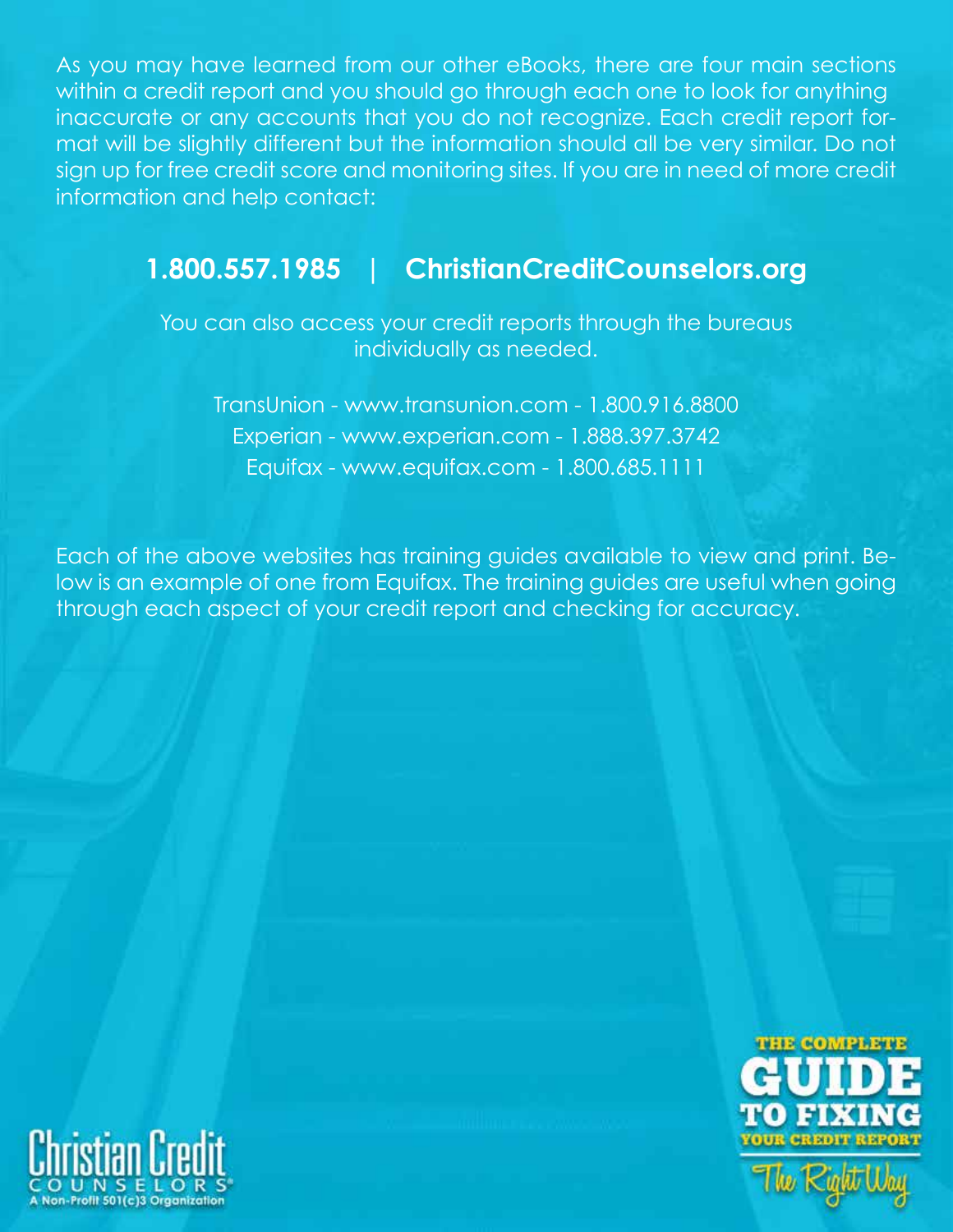As you may have learned from our other eBooks, there are four main sections within a credit report and you should go through each one to look for anything inaccurate or any accounts that you do not recognize. Each credit report format will be slightly different but the information should all be very similar. Do not sign up for free credit score and monitoring sites. If you are in need of more credit information and help contact:

**1.800.557.1985 | ChristianCreditCounselors.org**

You can also access your credit reports through the bureaus individually as needed.

TransUnion - www.transunion.com - 1.800.916.8800
Experian - www.experian.com - 1.888.397.3742
Equifax - www.equifax.com - 1.800.685.1111

Each of the above websites has training guides available to view and print. Below is an example of one from Equifax. The training guides are useful when going through each aspect of your credit report and checking for accuracy.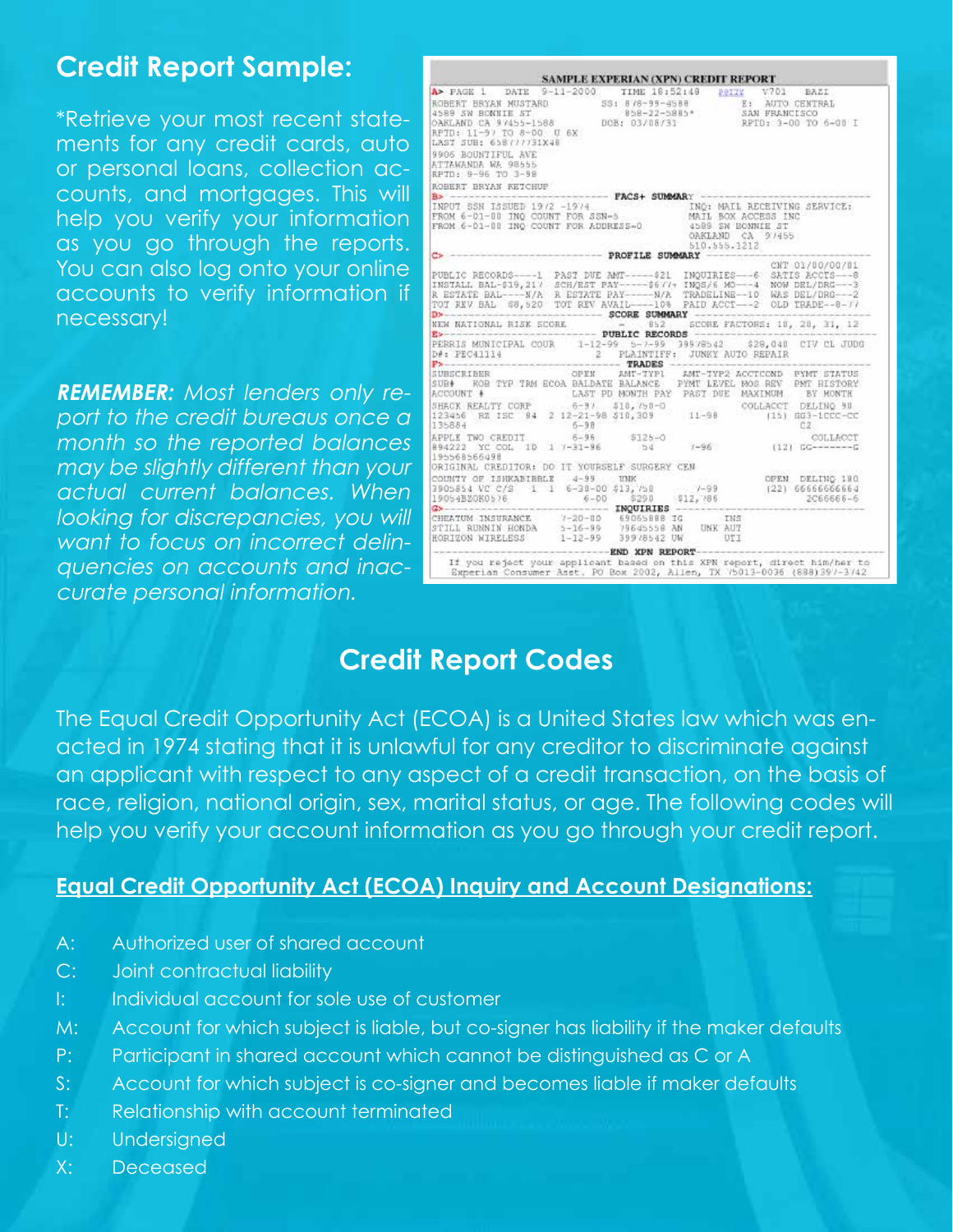## Credit Report Sample:

*Retrieve your most recent statements for any credit cards, auto or personal loans, collection accounts, and mortgages. This will help you verify your information as you go through the reports. You can also log onto your online accounts to verify information if necessary!

***REMEMBER:*** *Most lenders only report to the credit bureaus once a month so the reported balances may be slightly different than your actual current balances. When looking for discrepancies, you will want to focus on incorrect delinquencies on accounts and inaccurate personal information.*

**SAMPLE EXPERIAN (XPN) CREDIT REPORT**

```
A> PAGE 1    DATE  9-11-2000    TIME 18:52:48    PSTZX   V701    BAZI
ROBERT BRYAN MUSTARD             SS: 878-95-9588          E: AUTO CENTRAL
4589 SW BONNIE ST                    858-22-5885*            SAN FRANCISCO
OAKLAND CA 97455-1588            DOB: 03/08/31            RPTD: 3-00 TO 6-00 I
RPTD: 11-97 TO 8-00  U 6X
LAST SUB: 6587777731X48
9906 BOUNTIFUL AVE
ATTAWANDA WA 98555
RPTD: 9-96 TO 3-98
ROBERT BRYAN KETCHUP
B> ----------------------------- FACS+ SUMMARY ------------------------------
INPUT SSN ISSUED 1972 -1974              INQ: MAIL RECEIVING SERVICE:
FROM 6-01-00 INQ COUNT FOR SSN-5         MAIL BOX ACCESS INC
FROM 6-01-00 INQ COUNT FOR ADDRESS-0     4589 SW BONNIE ST
                                         OAKLAND  CA  97455
                                         510.555.1212
C> ----------------------------- PROFILE SUMMARY ----------------------------
                                                             CNT 01/00/00/01
PUBLIC RECORDS----1  PAST DUE AMT-----$21   INQUIRIES---6   SATIS ACCTS---8
INSTALL BAL-$19,217  SCH/EST PAY-----$677+  INQS/6 MO---4   NOW DEL/DRG---3
R ESTATE BAL----N/A  R ESTATE PAY------N/A  TRADELINE--10   WAS DEL/DRG---2
TOT REV BAL  $8,520  TOT REV AVAIL----10%   PAID ACCT---2   OLD TRADE--8-77
D> ----------------------------- SCORE SUMMARY -----------------------------
NEW NATIONAL RISK SCORE          -    852    SCORE FACTORS: 18, 28, 31, 12
E> ----------------------------- PUBLIC RECORDS ----------------------------
PERRIS MUNICIPAL COUR    1-12-99  5-7-99   39978542    $28,040  CIV CL JUDG
D#: PEC41114                2    PLAINTIFF:  JUNKY AUTO REPAIR
F> ----------------------------- TRADES ------------------------------------
SUBSCRIBER                 OPEN     AMT-TYP1    AMT-TYP2 ACCTCOND  PYMT STATUS
SUB#     KOB TYP TRM ECOA BALDATE BALANCE   PYMT LEVEL MOS REV  PMT HISTORY
ACCOUNT #                 LAST PD MONTH PAY  PAST DUE  MAXIMUM    BY MONTH
SHACK REALTY CORP          6-97   $10,750-O            COLLACCT  DELINQ 90
123456   RE ISC  84  2 12-21-98 $10,309     11-98             (15) 8G3-1CCC-CC
135884                    6-98                                        C2
APPLE TWO CREDIT           6-96      $125-O                         COLLACCT
894222  YC COL  1D  1 7-31-96      54       7-96              (12) CC-------C
195568566498
ORIGINAL CREDITOR: DO IT YOURSELF SURGERY CEN
COUNTY OF ISHKABIBBLE      4-99     UNK                      OPEN  DELINQ 180
3905854 VC C/S   1  1  6-30-00 $13,750         7-99          (22) 66666666664
19054B20K0576             6-00    $290   $12,786                 2C66666-6
G> ----------------------------- INQUIRIES ---------------------------------
CHEATUM INSURANCE         7-20-00   69065888 IG          INS
STILL RUNNIN HONDA        5-16-99   79645558 AN   UNK AUT
HORIZON WIRELESS          1-12-99   39978542 UW          UTI
-------------------------------- END XPN REPORT ----------------------------
   If you reject your applicant based on this XPN report, direct him/her to
   Experian Consumer Asst. PO Box 2002, Allen, TX 75013-0036 (888)397-3742
```

## Credit Report Codes

The Equal Credit Opportunity Act (ECOA) is a United States law which was enacted in 1974 stating that it is unlawful for any creditor to discriminate against an applicant with respect to any aspect of a credit transaction, on the basis of race, religion, national origin, sex, marital status, or age. The following codes will help you verify your account information as you go through your credit report.

### Equal Credit Opportunity Act (ECOA) Inquiry and Account Designations:

- A: Authorized user of shared account
- C: Joint contractual liability
- I: Individual account for sole use of customer
- M: Account for which subject is liable, but co-signer has liability if the maker defaults
- P: Participant in shared account which cannot be distinguished as C or A
- S: Account for which subject is co-signer and becomes liable if maker defaults
- T: Relationship with account terminated
- U: Undersigned
- X: Deceased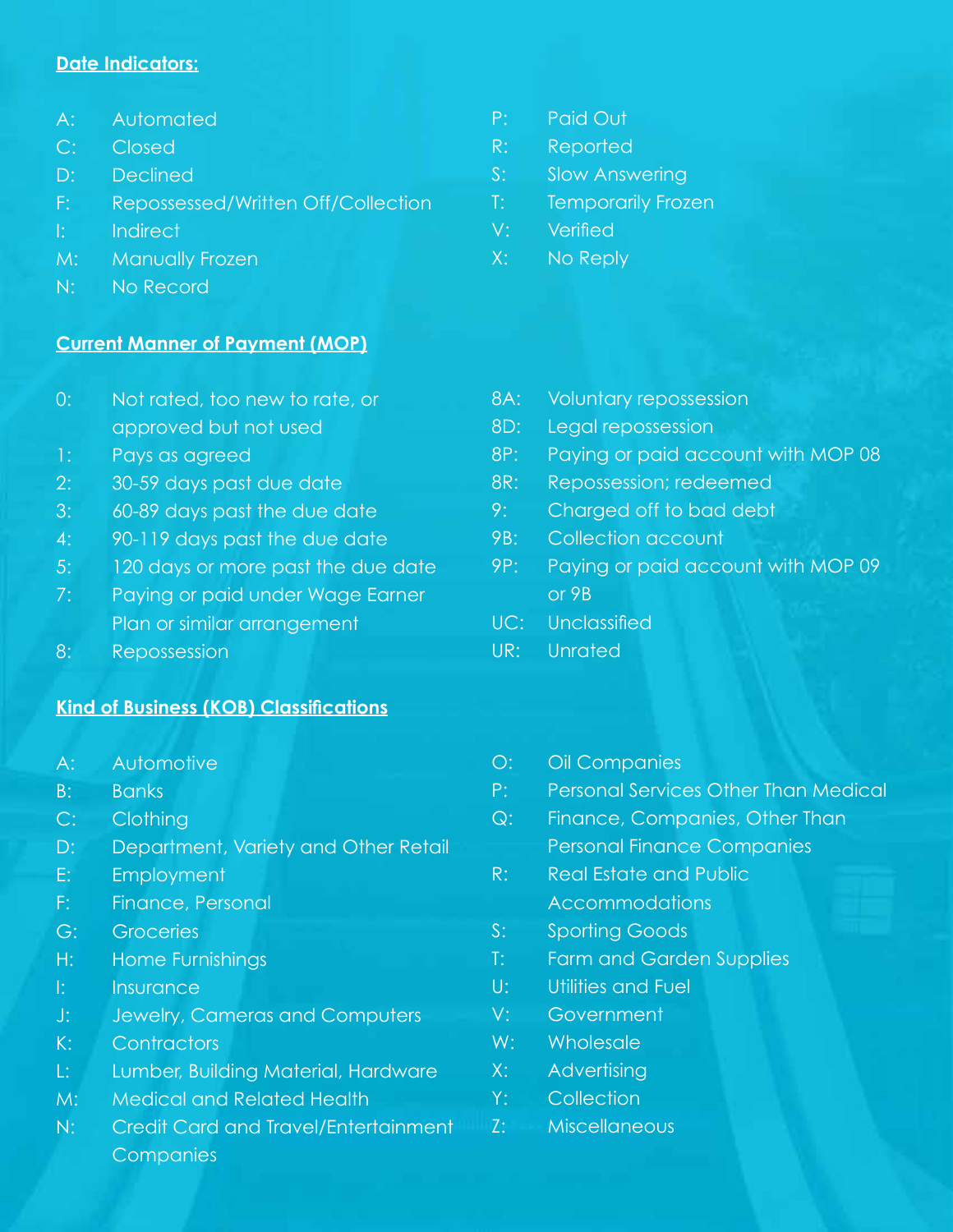## Date Indicators:

- A: Automated
- C: Closed
- D: Declined
- F: Repossessed/Written Off/Collection
- I: Indirect
- M: Manually Frozen
- N: No Record
- P: Paid Out
- R: Reported
- S: Slow Answering
- T: Temporarily Frozen
- V: Verified
- X: No Reply

## Current Manner of Payment (MOP)

- 0: Not rated, too new to rate, or approved but not used
- 1: Pays as agreed
- 2: 30-59 days past due date
- 3: 60-89 days past the due date
- 4: 90-119 days past the due date
- 5: 120 days or more past the due date
- 7: Paying or paid under Wage Earner Plan or similar arrangement
- 8: Repossession
- 8A: Voluntary repossession
- 8D: Legal repossession
- 8P: Paying or paid account with MOP 08
- 8R: Repossession; redeemed
- 9: Charged off to bad debt
- 9B: Collection account
- 9P: Paying or paid account with MOP 09 or 9B
- UC: Unclassified
- UR: Unrated

## Kind of Business (KOB) Classifications

- A: Automotive
- B: Banks
- C: Clothing
- D: Department, Variety and Other Retail
- E: Employment
- F: Finance, Personal
- G: Groceries
- H: Home Furnishings
- I: Insurance
- J: Jewelry, Cameras and Computers
- K: Contractors
- L: Lumber, Building Material, Hardware
- M: Medical and Related Health
- N: Credit Card and Travel/Entertainment Companies
- O: Oil Companies
- P: Personal Services Other Than Medical
- Q: Finance, Companies, Other Than Personal Finance Companies
- R: Real Estate and Public Accommodations
- S: Sporting Goods
- T: Farm and Garden Supplies
- U: Utilities and Fuel
- V: Government
- W: Wholesale
- X: Advertising
- Y: Collection
- Z: Miscellaneous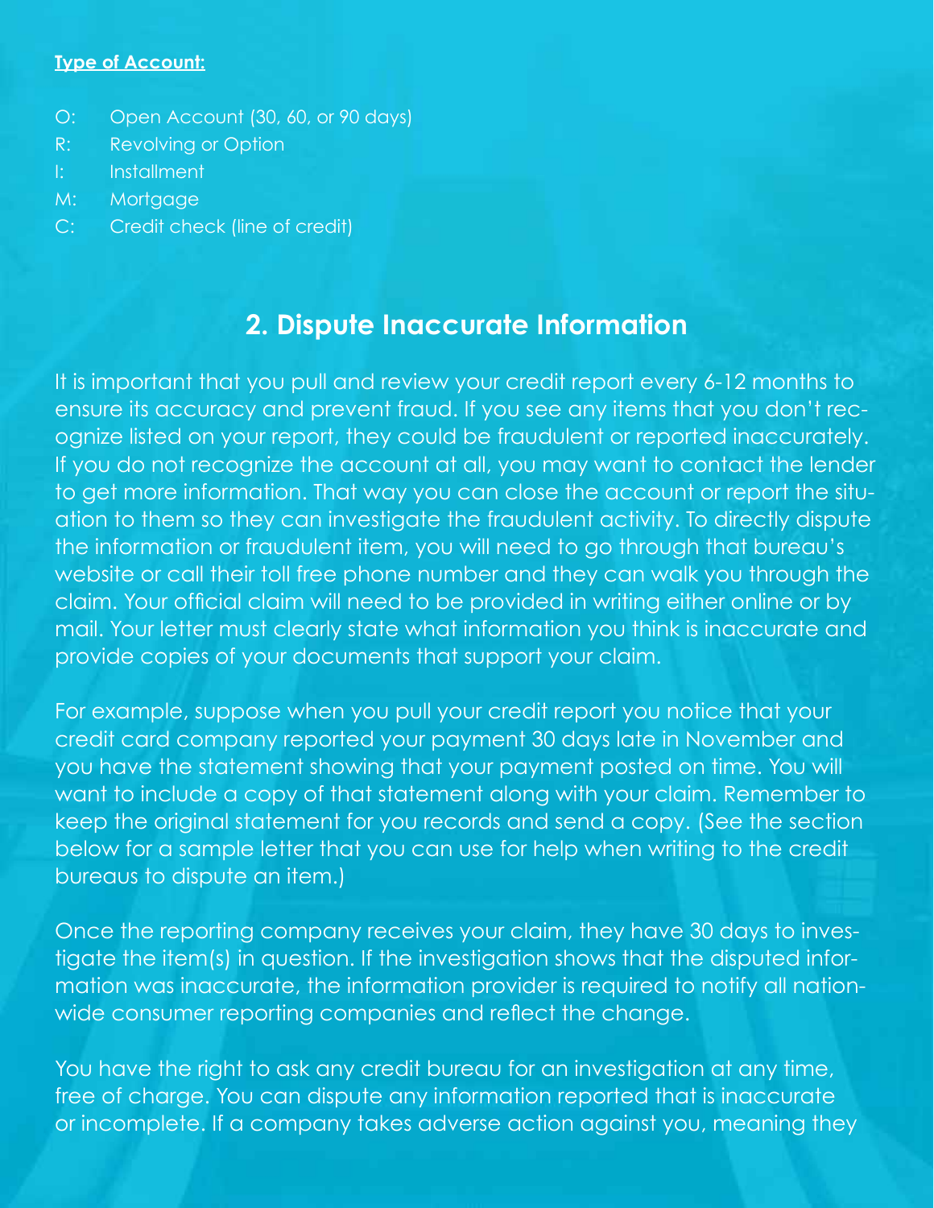**Type of Account:**

- O: Open Account (30, 60, or 90 days)
- R: Revolving or Option
- I: Installment
- M: Mortgage
- C: Credit check (line of credit)

## 2. Dispute Inaccurate Information

It is important that you pull and review your credit report every 6-12 months to ensure its accuracy and prevent fraud. If you see any items that you don't recognize listed on your report, they could be fraudulent or reported inaccurately. If you do not recognize the account at all, you may want to contact the lender to get more information. That way you can close the account or report the situation to them so they can investigate the fraudulent activity. To directly dispute the information or fraudulent item, you will need to go through that bureau's website or call their toll free phone number and they can walk you through the claim. Your official claim will need to be provided in writing either online or by mail. Your letter must clearly state what information you think is inaccurate and provide copies of your documents that support your claim.

For example, suppose when you pull your credit report you notice that your credit card company reported your payment 30 days late in November and you have the statement showing that your payment posted on time. You will want to include a copy of that statement along with your claim. Remember to keep the original statement for you records and send a copy. (See the section below for a sample letter that you can use for help when writing to the credit bureaus to dispute an item.)

Once the reporting company receives your claim, they have 30 days to investigate the item(s) in question. If the investigation shows that the disputed information was inaccurate, the information provider is required to notify all nationwide consumer reporting companies and reflect the change.

You have the right to ask any credit bureau for an investigation at any time, free of charge. You can dispute any information reported that is inaccurate or incomplete. If a company takes adverse action against you, meaning they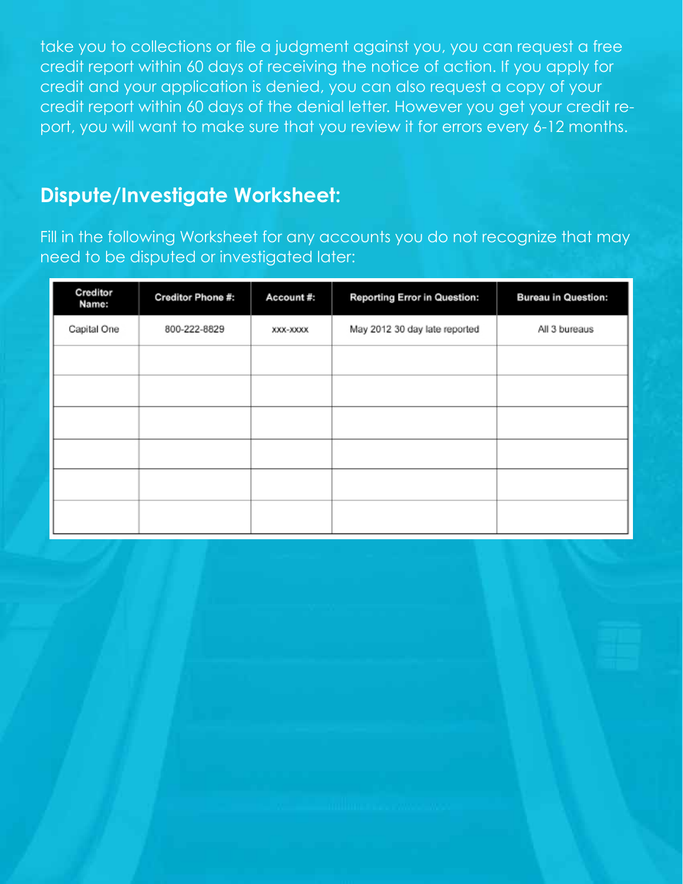take you to collections or file a judgment against you, you can request a free credit report within 60 days of receiving the notice of action. If you apply for credit and your application is denied, you can also request a copy of your credit report within 60 days of the denial letter. However you get your credit report, you will want to make sure that you review it for errors every 6-12 months.

## Dispute/Investigate Worksheet:

Fill in the following Worksheet for any accounts you do not recognize that may need to be disputed or investigated later:

| Creditor Name: | Creditor Phone #: | Account #: | Reporting Error in Question: | Bureau in Question: |
|---|---|---|---|---|
| Capital One | 800-222-8829 | xxx-xxxx | May 2012 30 day late reported | All 3 bureaus |
| | | | | |
| | | | | |
| | | | | |
| | | | | |
| | | | | |
| | | | | |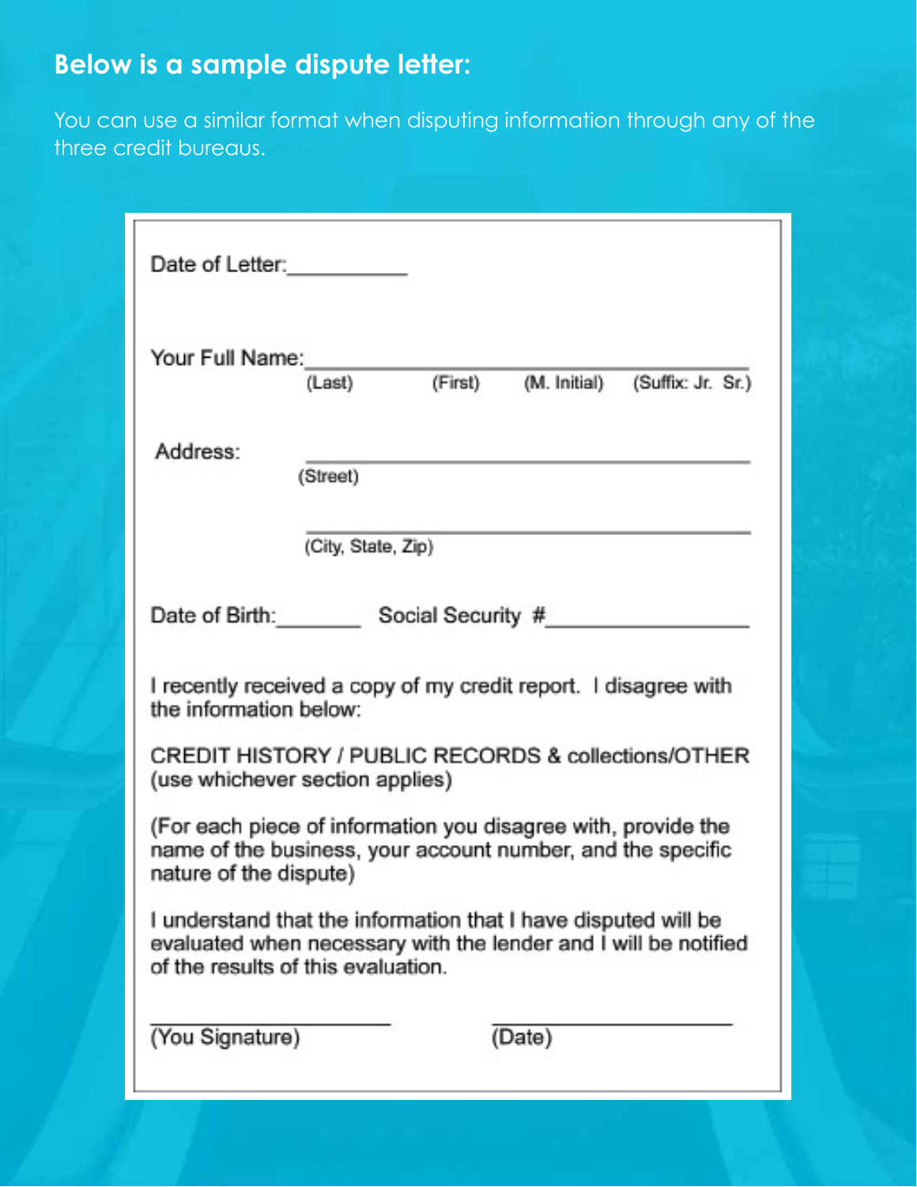## Below is a sample dispute letter:

You can use a similar format when disputing information through any of the three credit bureaus.

Date of Letter:__________

Your Full Name:________________________________________
(Last) (First) (M. Initial) (Suffix: Jr. Sr.)

Address: ________________________________________
(Street)

________________________________________
(City, State, Zip)

Date of Birth:_______ Social Security #________________

I recently received a copy of my credit report. I disagree with the information below:

CREDIT HISTORY / PUBLIC RECORDS & collections/OTHER (use whichever section applies)

(For each piece of information you disagree with, provide the name of the business, your account number, and the specific nature of the dispute)

I understand that the information that I have disputed will be evaluated when necessary with the lender and I will be notified of the results of this evaluation.

____________________ ____________________
(You Signature) (Date)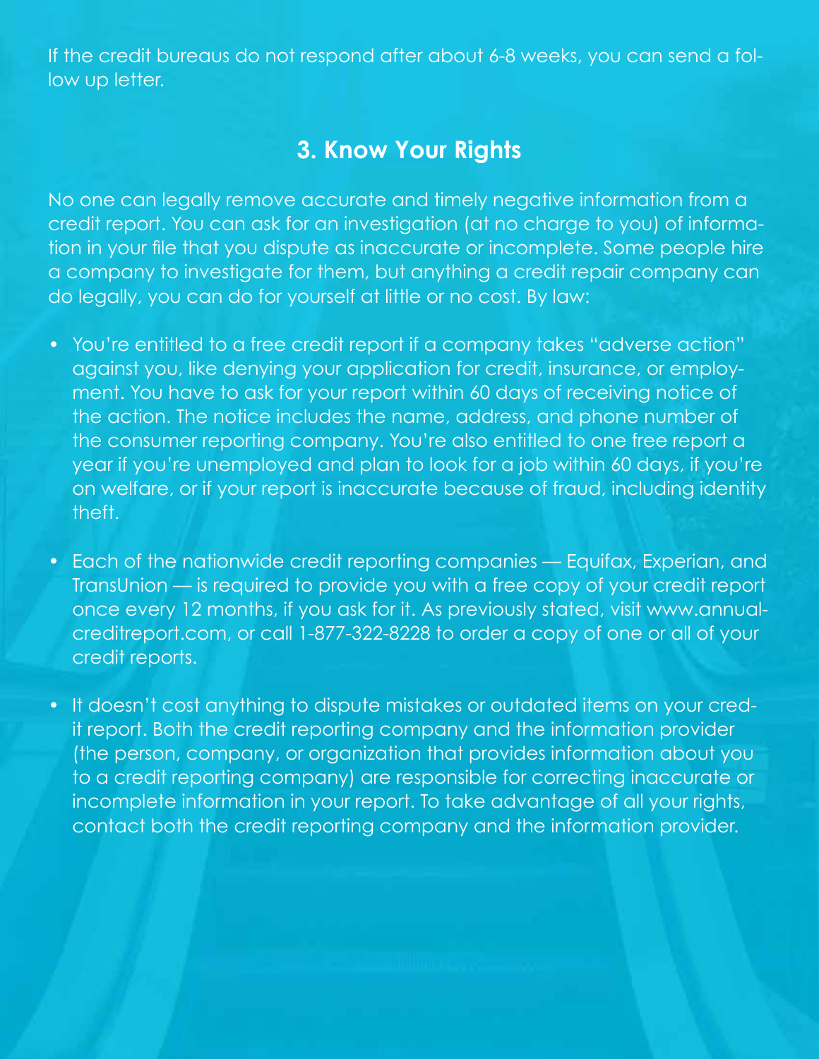If the credit bureaus do not respond after about 6-8 weeks, you can send a follow up letter.

## 3. Know Your Rights

No one can legally remove accurate and timely negative information from a credit report. You can ask for an investigation (at no charge to you) of information in your file that you dispute as inaccurate or incomplete. Some people hire a company to investigate for them, but anything a credit repair company can do legally, you can do for yourself at little or no cost. By law:

- You're entitled to a free credit report if a company takes "adverse action" against you, like denying your application for credit, insurance, or employment. You have to ask for your report within 60 days of receiving notice of the action. The notice includes the name, address, and phone number of the consumer reporting company. You're also entitled to one free report a year if you're unemployed and plan to look for a job within 60 days, if you're on welfare, or if your report is inaccurate because of fraud, including identity theft.

- Each of the nationwide credit reporting companies — Equifax, Experian, and TransUnion — is required to provide you with a free copy of your credit report once every 12 months, if you ask for it. As previously stated, visit www.annualcreditreport.com, or call 1-877-322-8228 to order a copy of one or all of your credit reports.

- It doesn't cost anything to dispute mistakes or outdated items on your credit report. Both the credit reporting company and the information provider (the person, company, or organization that provides information about you to a credit reporting company) are responsible for correcting inaccurate or incomplete information in your report. To take advantage of all your rights, contact both the credit reporting company and the information provider.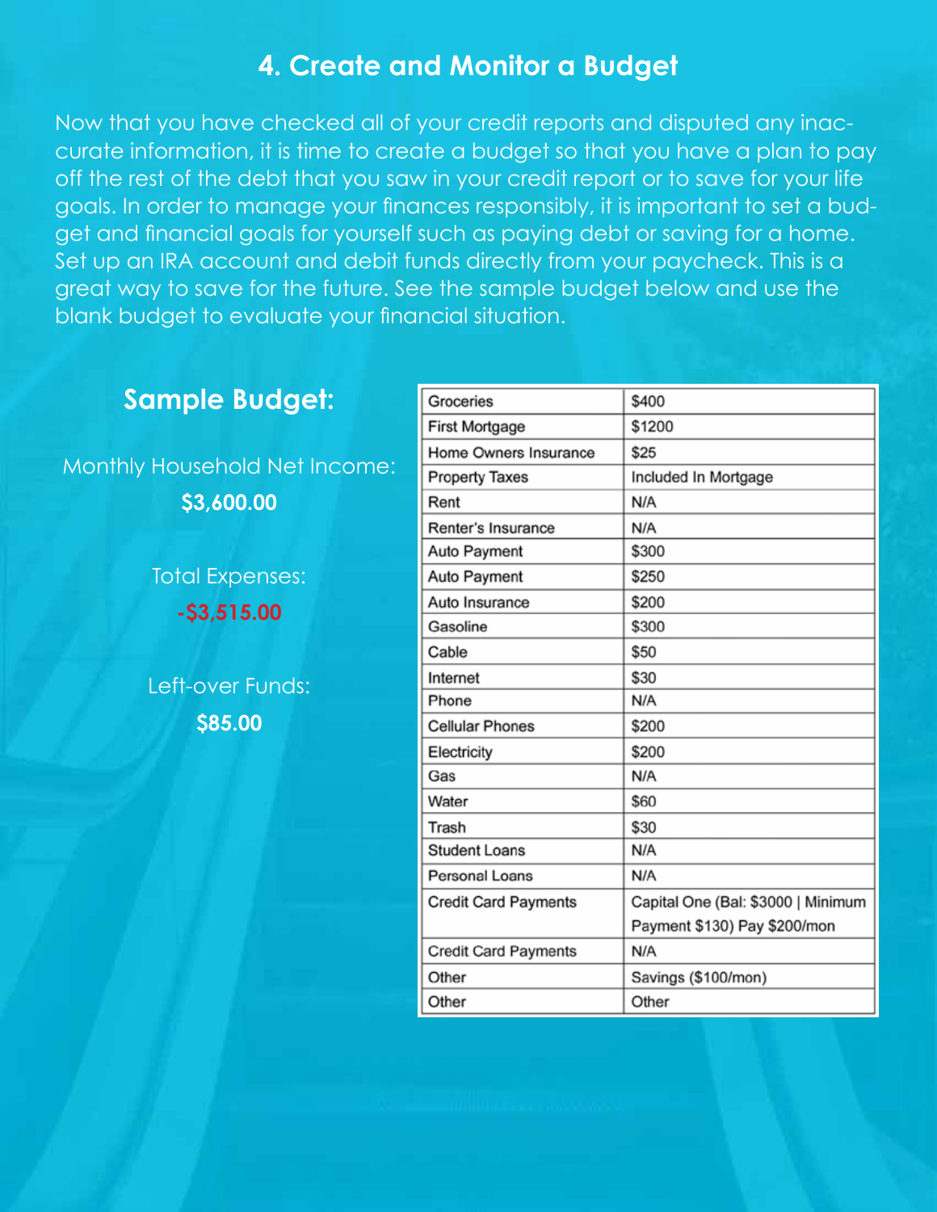## 4. Create and Monitor a Budget

Now that you have checked all of your credit reports and disputed any inaccurate information, it is time to create a budget so that you have a plan to pay off the rest of the debt that you saw in your credit report or to save for your life goals. In order to manage your finances responsibly, it is important to set a budget and financial goals for yourself such as paying debt or saving for a home. Set up an IRA account and debit funds directly from your paycheck. This is a great way to save for the future. See the sample budget below and use the blank budget to evaluate your financial situation.

### Sample Budget:

Monthly Household Net Income:
**$3,600.00**

Total Expenses:
**-$3,515.00**

Left-over Funds:
**$85.00**

| | |
|---|---|
| Groceries | $400 |
| First Mortgage | $1200 |
| Home Owners Insurance | $25 |
| Property Taxes | Included In Mortgage |
| Rent | N/A |
| Renter's Insurance | N/A |
| Auto Payment | $300 |
| Auto Payment | $250 |
| Auto Insurance | $200 |
| Gasoline | $300 |
| Cable | $50 |
| Internet | $30 |
| Phone | N/A |
| Cellular Phones | $200 |
| Electricity | $200 |
| Gas | N/A |
| Water | $60 |
| Trash | $30 |
| Student Loans | N/A |
| Personal Loans | N/A |
| Credit Card Payments | Capital One (Bal: $3000 \| Minimum Payment $130) Pay $200/mon |
| Credit Card Payments | N/A |
| Other | Savings ($100/mon) |
| Other | Other |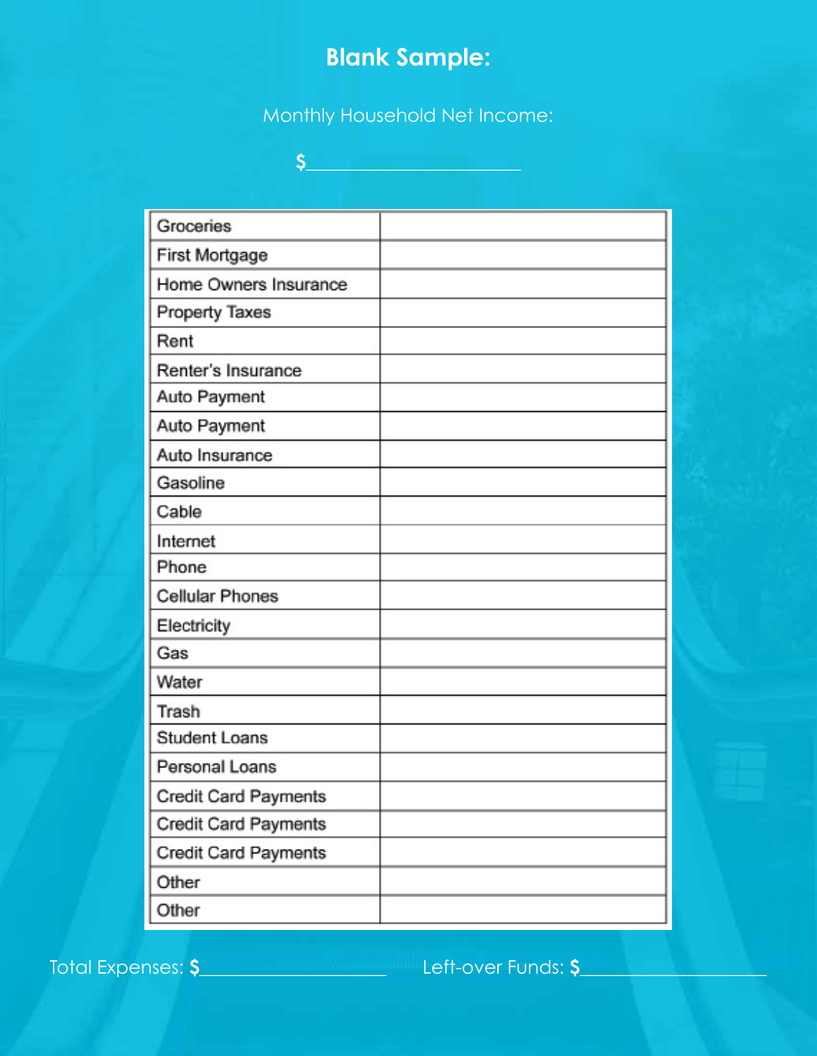# Blank Sample:

Monthly Household Net Income:

$______________________

| | |
|---|---|
| Groceries | |
| First Mortgage | |
| Home Owners Insurance | |
| Property Taxes | |
| Rent | |
| Renter's Insurance | |
| Auto Payment | |
| Auto Payment | |
| Auto Insurance | |
| Gasoline | |
| Cable | |
| Internet | |
| Phone | |
| Cellular Phones | |
| Electricity | |
| Gas | |
| Water | |
| Trash | |
| Student Loans | |
| Personal Loans | |
| Credit Card Payments | |
| Credit Card Payments | |
| Credit Card Payments | |
| Other | |
| Other | |

Total Expenses: **$**____________________

Left-over Funds: **$**____________________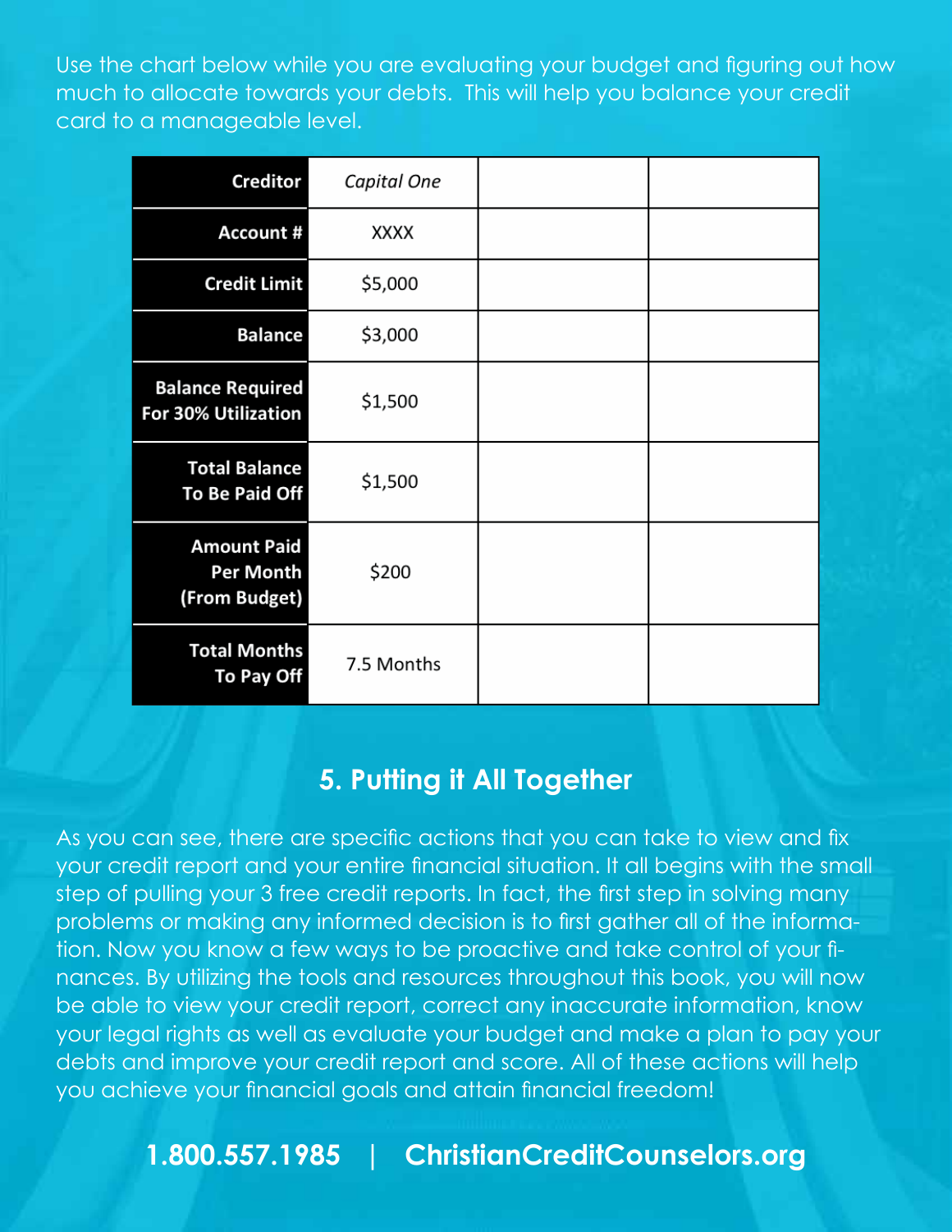Use the chart below while you are evaluating your budget and figuring out how much to allocate towards your debts. This will help you balance your credit card to a manageable level.

| **Creditor** | *Capital One* | | |
|---|---|---|---|
| **Account #** | XXXX | | |
| **Credit Limit** | $5,000 | | |
| **Balance** | $3,000 | | |
| **Balance Required For 30% Utilization** | $1,500 | | |
| **Total Balance To Be Paid Off** | $1,500 | | |
| **Amount Paid Per Month (From Budget)** | $200 | | |
| **Total Months To Pay Off** | 7.5 Months | | |

## 5. Putting it All Together

As you can see, there are specific actions that you can take to view and fix your credit report and your entire financial situation. It all begins with the small step of pulling your 3 free credit reports. In fact, the first step in solving many problems or making any informed decision is to first gather all of the information. Now you know a few ways to be proactive and take control of your finances. By utilizing the tools and resources throughout this book, you will now be able to view your credit report, correct any inaccurate information, know your legal rights as well as evaluate your budget and make a plan to pay your debts and improve your credit report and score. All of these actions will help you achieve your financial goals and attain financial freedom!

**1.800.557.1985 | ChristianCreditCounselors.org**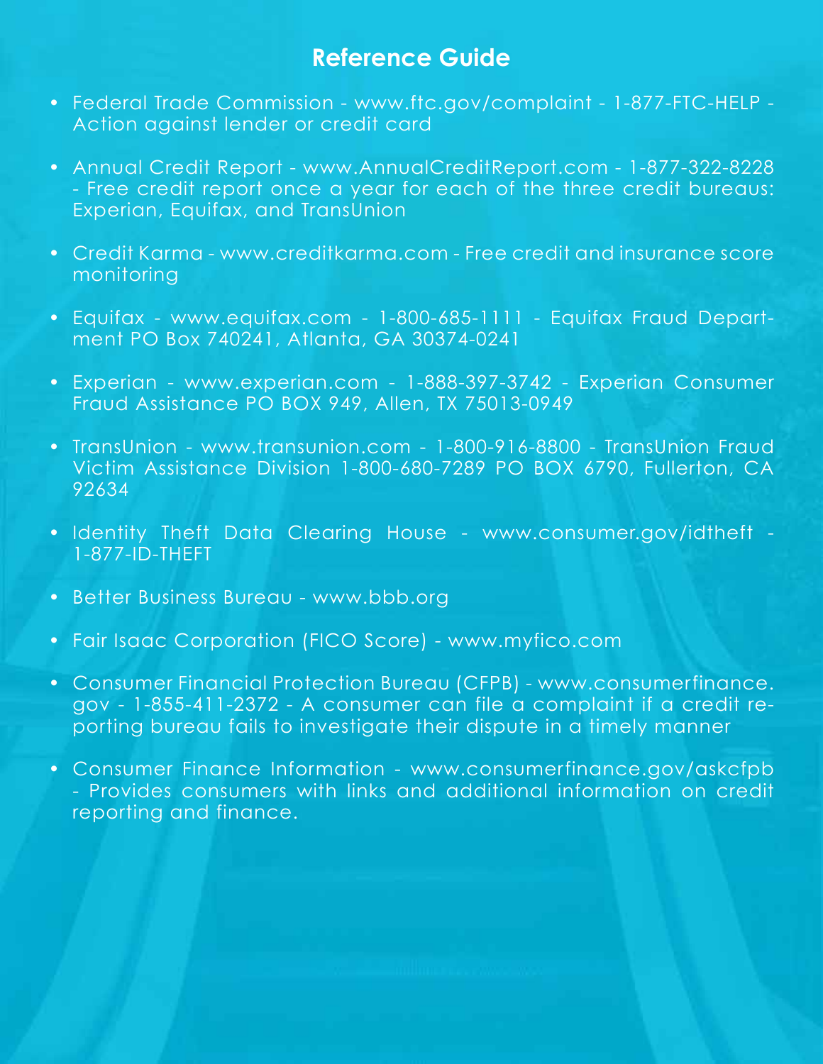# Reference Guide

- Federal Trade Commission - www.ftc.gov/complaint - 1-877-FTC-HELP - Action against lender or credit card
- Annual Credit Report - www.AnnualCreditReport.com - 1-877-322-8228 - Free credit report once a year for each of the three credit bureaus: Experian, Equifax, and TransUnion
- Credit Karma - www.creditkarma.com - Free credit and insurance score monitoring
- Equifax - www.equifax.com - 1-800-685-1111 - Equifax Fraud Department PO Box 740241, Atlanta, GA 30374-0241
- Experian - www.experian.com - 1-888-397-3742 - Experian Consumer Fraud Assistance PO BOX 949, Allen, TX 75013-0949
- TransUnion - www.transunion.com - 1-800-916-8800 - TransUnion Fraud Victim Assistance Division 1-800-680-7289 PO BOX 6790, Fullerton, CA 92634
- Identity Theft Data Clearing House - www.consumer.gov/idtheft - 1-877-ID-THEFT
- Better Business Bureau - www.bbb.org
- Fair Isaac Corporation (FICO Score) - www.myfico.com
- Consumer Financial Protection Bureau (CFPB) - www.consumerfinance.gov - 1-855-411-2372 - A consumer can file a complaint if a credit reporting bureau fails to investigate their dispute in a timely manner
- Consumer Finance Information - www.consumerfinance.gov/askcfpb - Provides consumers with links and additional information on credit reporting and finance.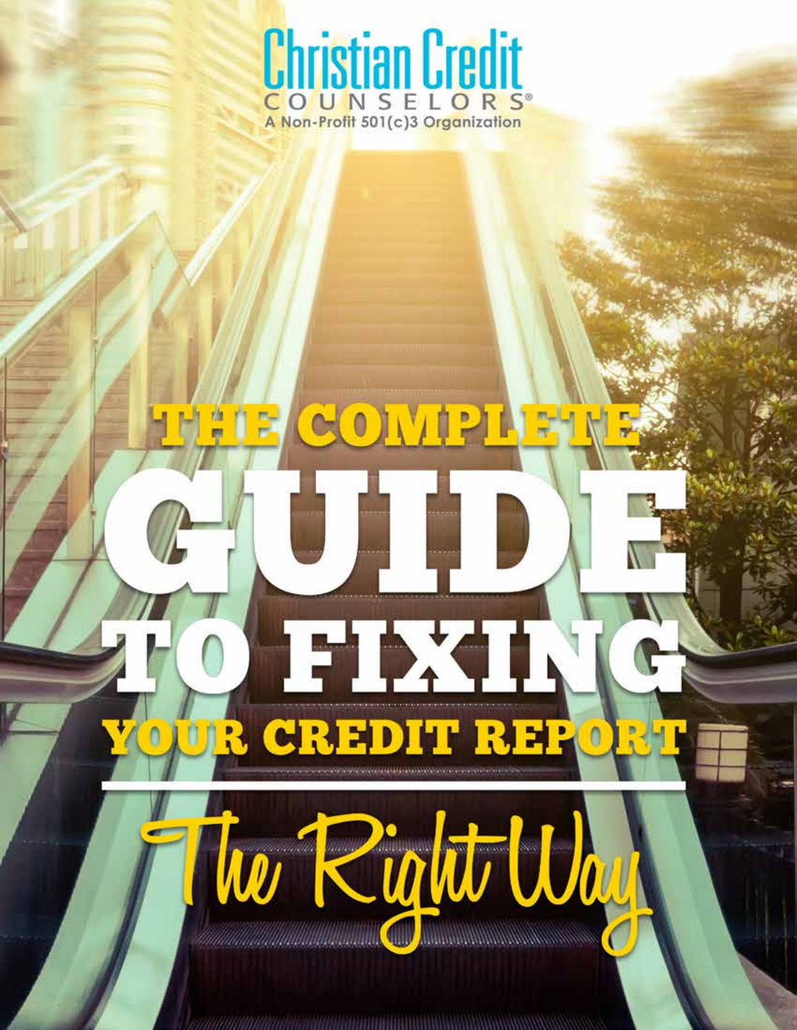Christian Credit
COUNSELORS®
A Non-Profit 501(c)3 Organization

# THE COMPLETE GUIDE TO FIXING YOUR CREDIT REPORT

## The Right Way